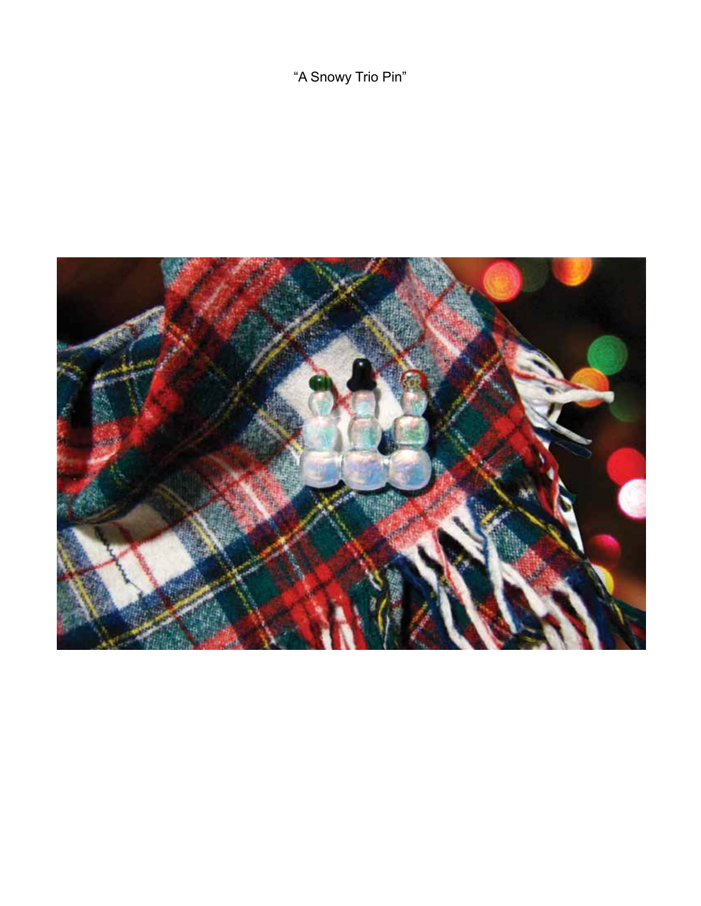“A Snowy Trio Pin”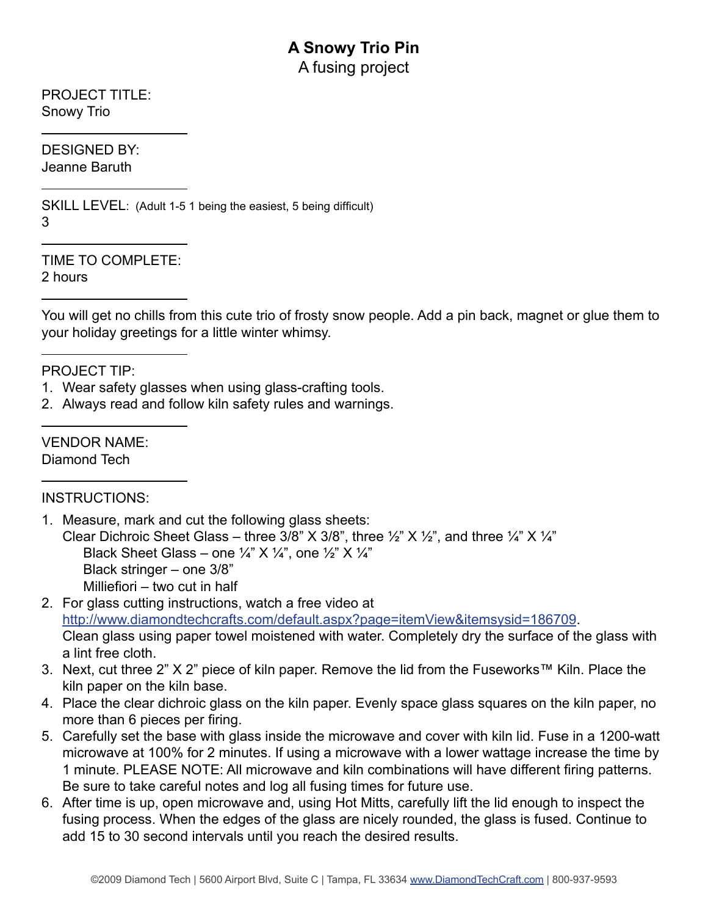# A Snowy Trio Pin

A fusing project

PROJECT TITLE:
Snowy Trio

---

DESIGNED BY:
Jeanne Baruth

---

SKILL LEVEL: (Adult 1-5 1 being the easiest, 5 being difficult)
3

---

TIME TO COMPLETE:
2 hours

---

You will get no chills from this cute trio of frosty snow people. Add a pin back, magnet or glue them to your holiday greetings for a little winter whimsy.

---

PROJECT TIP:

1. Wear safety glasses when using glass-crafting tools.
2. Always read and follow kiln safety rules and warnings.

---

VENDOR NAME:
Diamond Tech

---

INSTRUCTIONS:

1. Measure, mark and cut the following glass sheets:
   Clear Dichroic Sheet Glass – three 3/8" X 3/8", three ½" X ½", and three ¼" X ¼"
   Black Sheet Glass – one ¼" X ¼", one ½" X ¼"
   Black stringer – one 3/8"
   Milliefiori – two cut in half
2. For glass cutting instructions, watch a free video at http://www.diamondtechcrafts.com/default.aspx?page=itemView&itemsysid=186709.
   Clean glass using paper towel moistened with water. Completely dry the surface of the glass with a lint free cloth.
3. Next, cut three 2" X 2" piece of kiln paper. Remove the lid from the Fuseworks™ Kiln. Place the kiln paper on the kiln base.
4. Place the clear dichroic glass on the kiln paper. Evenly space glass squares on the kiln paper, no more than 6 pieces per firing.
5. Carefully set the base with glass inside the microwave and cover with kiln lid. Fuse in a 1200-watt microwave at 100% for 2 minutes. If using a microwave with a lower wattage increase the time by 1 minute. PLEASE NOTE: All microwave and kiln combinations will have different firing patterns. Be sure to take careful notes and log all fusing times for future use.
6. After time is up, open microwave and, using Hot Mitts, carefully lift the lid enough to inspect the fusing process. When the edges of the glass are nicely rounded, the glass is fused. Continue to add 15 to 30 second intervals until you reach the desired results.

©2009 Diamond Tech | 5600 Airport Blvd, Suite C | Tampa, FL 33634 www.DiamondTechCraft.com | 800-937-9593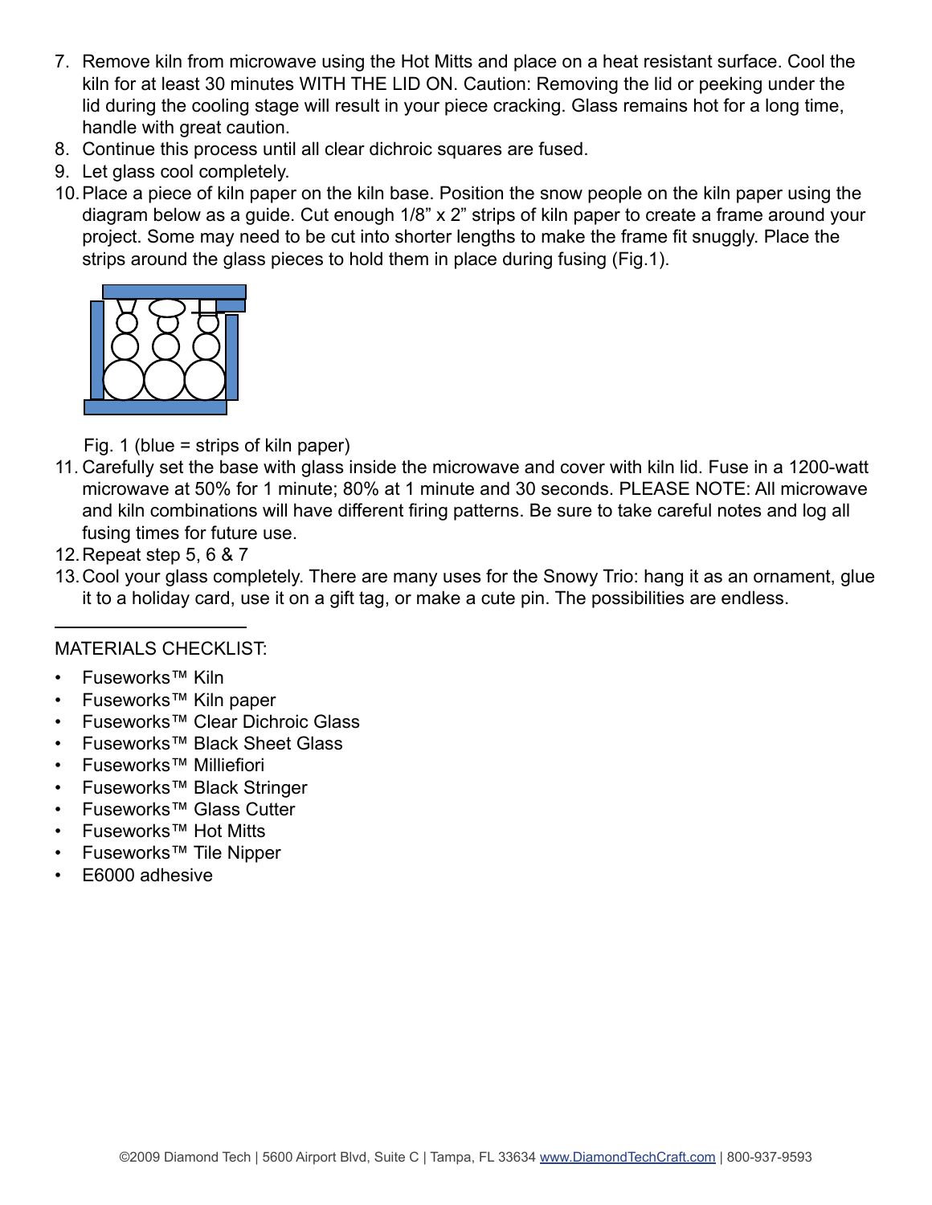7. Remove kiln from microwave using the Hot Mitts and place on a heat resistant surface. Cool the kiln for at least 30 minutes WITH THE LID ON. Caution: Removing the lid or peeking under the lid during the cooling stage will result in your piece cracking. Glass remains hot for a long time, handle with great caution.
8. Continue this process until all clear dichroic squares are fused.
9. Let glass cool completely.
10. Place a piece of kiln paper on the kiln base. Position the snow people on the kiln paper using the diagram below as a guide. Cut enough 1/8" x 2" strips of kiln paper to create a frame around your project. Some may need to be cut into shorter lengths to make the frame fit snuggly. Place the strips around the glass pieces to hold them in place during fusing (Fig.1).

Fig. 1 (blue = strips of kiln paper)

11. Carefully set the base with glass inside the microwave and cover with kiln lid. Fuse in a 1200-watt microwave at 50% for 1 minute; 80% at 1 minute and 30 seconds. PLEASE NOTE: All microwave and kiln combinations will have different firing patterns. Be sure to take careful notes and log all fusing times for future use.
12. Repeat step 5, 6 & 7
13. Cool your glass completely. There are many uses for the Snowy Trio: hang it as an ornament, glue it to a holiday card, use it on a gift tag, or make a cute pin. The possibilities are endless.

---

MATERIALS CHECKLIST:

- Fuseworks™ Kiln
- Fuseworks™ Kiln paper
- Fuseworks™ Clear Dichroic Glass
- Fuseworks™ Black Sheet Glass
- Fuseworks™ Milliefiori
- Fuseworks™ Black Stringer
- Fuseworks™ Glass Cutter
- Fuseworks™ Hot Mitts
- Fuseworks™ Tile Nipper
- E6000 adhesive

©2009 Diamond Tech | 5600 Airport Blvd, Suite C | Tampa, FL 33634 www.DiamondTechCraft.com | 800-937-9593